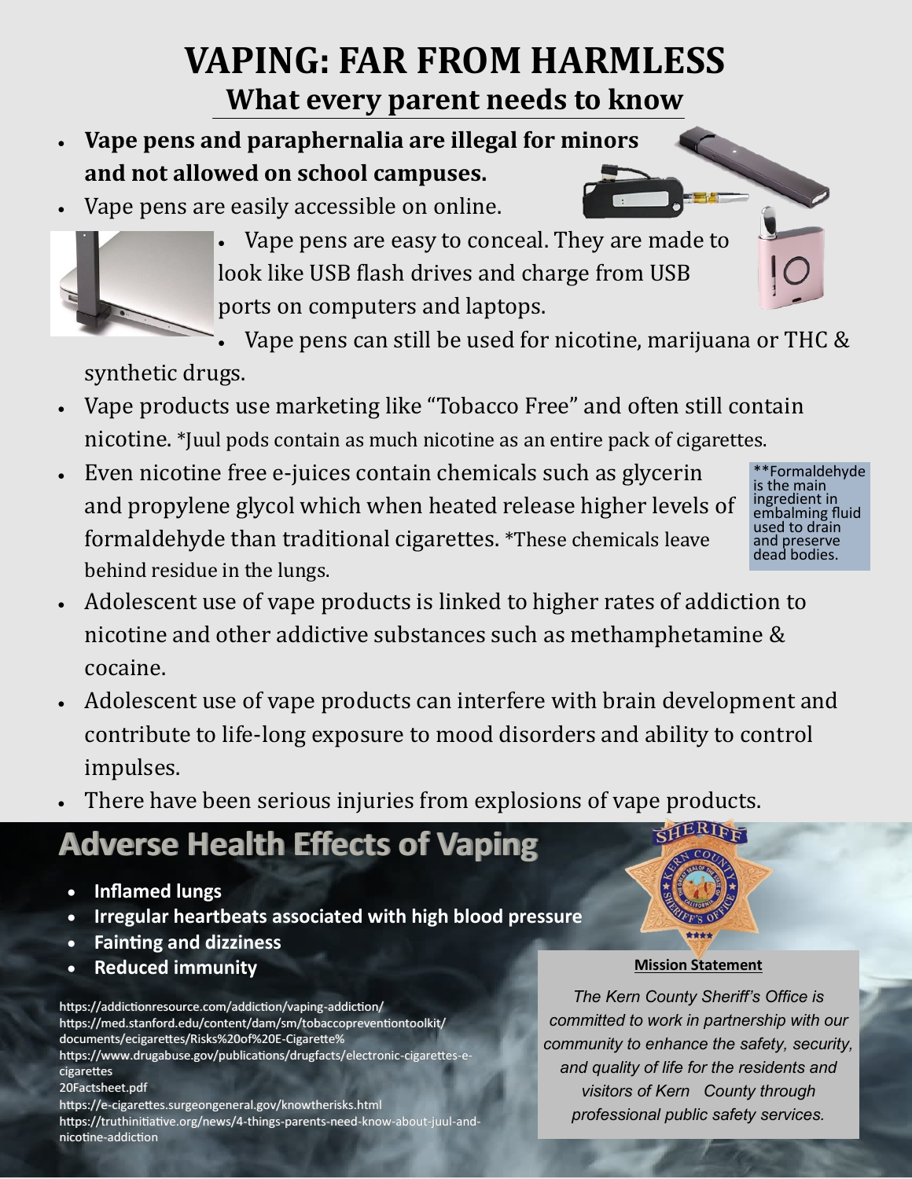# VAPING: FAR FROM HARMLESS

## What every parent needs to know

- **Vape pens and paraphernalia are illegal for minors and not allowed on school campuses.**
- Vape pens are easily accessible on online.
- Vape pens are easy to conceal. They are made to look like USB flash drives and charge from USB ports on computers and laptops.
- Vape pens can still be used for nicotine, marijuana or THC & synthetic drugs.
- Vape products use marketing like "Tobacco Free" and often still contain nicotine. *Juul pods contain as much nicotine as an entire pack of cigarettes.
- Even nicotine free e-juices contain chemicals such as glycerin and propylene glycol which when heated release higher levels of formaldehyde than traditional cigarettes. *These chemicals leave behind residue in the lungs.

**Formaldehyde is the main ingredient in embalming fluid used to drain and preserve dead bodies.

- Adolescent use of vape products is linked to higher rates of addiction to nicotine and other addictive substances such as methamphetamine & cocaine.
- Adolescent use of vape products can interfere with brain development and contribute to life-long exposure to mood disorders and ability to control impulses.
- There have been serious injuries from explosions of vape products.

## Adverse Health Effects of Vaping

- **Inflamed lungs**
- **Irregular heartbeats associated with high blood pressure**
- **Fainting and dizziness**
- **Reduced immunity**

https://addictionresource.com/addiction/vaping-addiction/
https://med.stanford.edu/content/dam/sm/tobaccopreventiontoolkit/documents/ecigarettes/Risks%20of%20E-Cigarette%20Factsheet.pdf
https://www.drugabuse.gov/publications/drugfacts/electronic-cigarettes-e-cigarettes
https://e-cigarettes.surgeongeneral.gov/knowtherisks.html
https://truthinitiative.org/news/4-things-parents-need-know-about-juul-and-nicotine-addiction

**Mission Statement**

*The Kern County Sheriff's Office is committed to work in partnership with our community to enhance the safety, security, and quality of life for the residents and visitors of Kern County through professional public safety services.*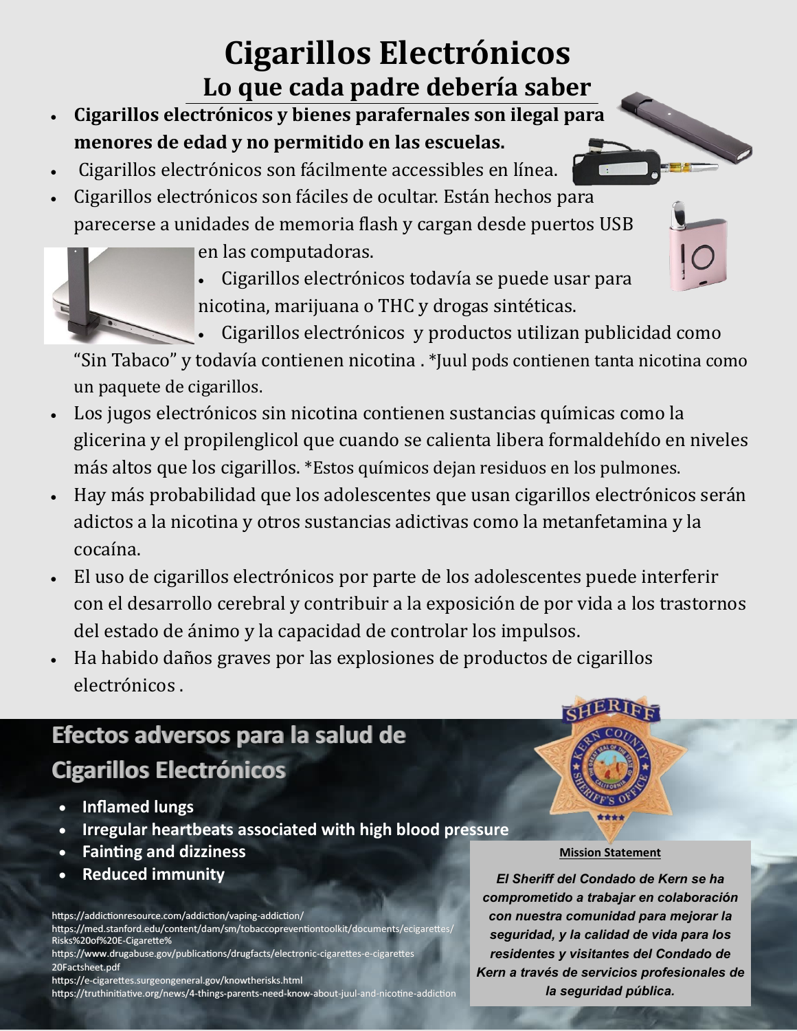# Cigarillos Electrónicos

## Lo que cada padre debería saber

- **Cigarillos electrónicos y bienes parafernales son ilegal para menores de edad y no permitido en las escuelas.**
- Cigarillos electrónicos son fácilmente accessibles en línea.
- Cigarillos electrónicos son fáciles de ocultar. Están hechos para parecerse a unidades de memoria flash y cargan desde puertos USB en las computadoras.
- Cigarillos electrónicos todavía se puede usar para nicotina, marijuana o THC y drogas sintéticas.
- Cigarillos electrónicos y productos utilizan publicidad como "Sin Tabaco" y todavía contienen nicotina . *Juul pods contienen tanta nicotina como un paquete de cigarillos.
- Los jugos electrónicos sin nicotina contienen sustancias químicas como la glicerina y el propilenglicol que cuando se calienta libera formaldehído en niveles más altos que los cigarillos. *Estos químicos dejan residuos en los pulmones.
- Hay más probabilidad que los adolescentes que usan cigarillos electrónicos serán adictos a la nicotina y otros sustancias adictivas como la metanfetamina y la cocaína.
- El uso de cigarillos electrónicos por parte de los adolescentes puede interferir con el desarrollo cerebral y contribuir a la exposición de por vida a los trastornos del estado de ánimo y la capacidad de controlar los impulsos.
- Ha habido daños graves por las explosiones de productos de cigarillos electrónicos .

## Efectos adversos para la salud de Cigarillos Electrónicos

- **Inflamed lungs**
- **Irregular heartbeats associated with high blood pressure**
- **Fainting and dizziness**
- **Reduced immunity**

https://addictionresource.com/addiction/vaping-addiction/
https://med.stanford.edu/content/dam/sm/tobaccopreventiontoolkit/documents/ecigarettes/Risks%20of%20E-Cigarette%
https://www.drugabuse.gov/publications/drugfacts/electronic-cigarettes-e-cigarettes
20Factsheet.pdf
https://e-cigarettes.surgeongeneral.gov/knowtherisks.html
https://truthinitiative.org/news/4-things-parents-need-know-about-juul-and-nicotine-addiction

**Mission Statement**

***El Sheriff del Condado de Kern se ha comprometido a trabajar en colaboración con nuestra comunidad para mejorar la seguridad, y la calidad de vida para los residentes y visitantes del Condado de Kern a través de servicios profesionales de la seguridad pública.***